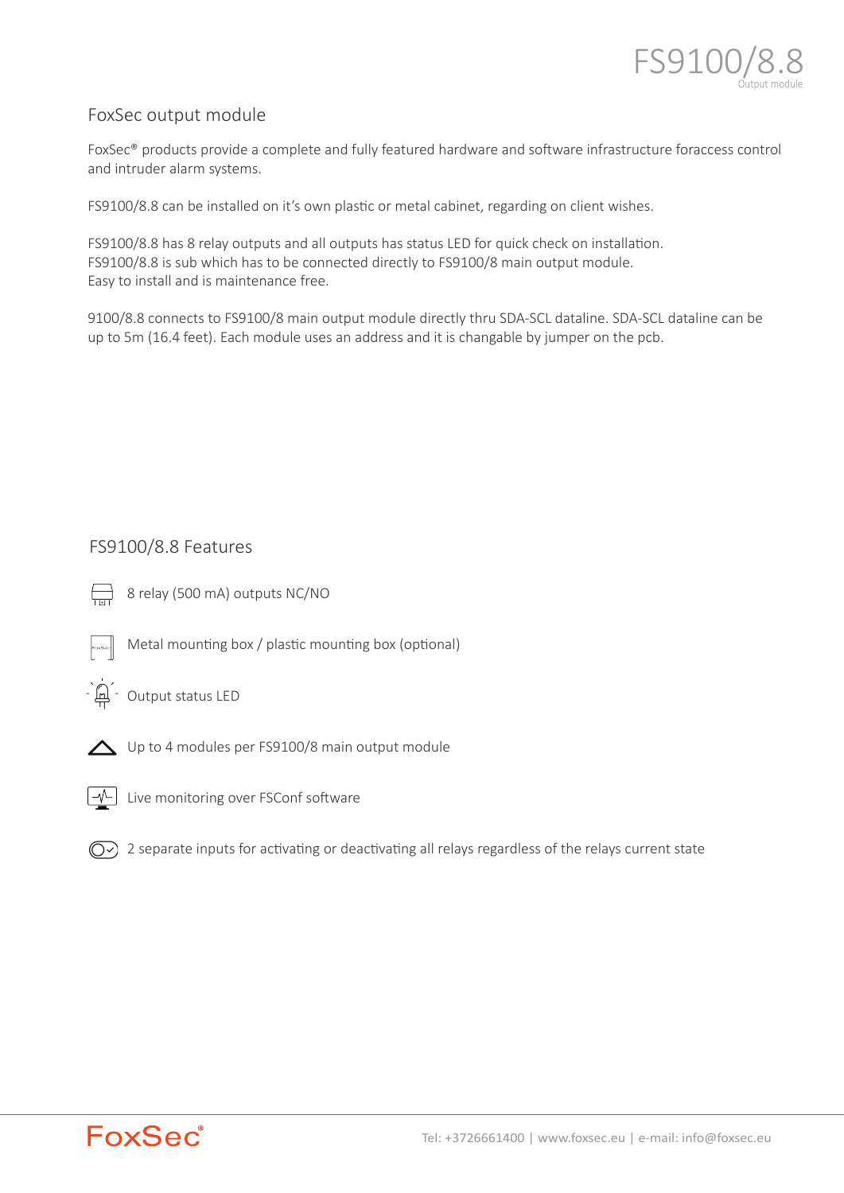# FS9100/8.8

Output module

## FoxSec output module

FoxSec® products provide a complete and fully featured hardware and software infrastructure foraccess control and intruder alarm systems.

FS9100/8.8 can be installed on it's own plastic or metal cabinet, regarding on client wishes.

FS9100/8.8 has 8 relay outputs and all outputs has status LED for quick check on installation.
FS9100/8.8 is sub which has to be connected directly to FS9100/8 main output module.
Easy to install and is maintenance free.

9100/8.8 connects to FS9100/8 main output module directly thru SDA-SCL dataline. SDA-SCL dataline can be up to 5m (16.4 feet). Each module uses an address and it is changable by jumper on the pcb.

## FS9100/8.8 Features

- 8 relay (500 mA) outputs NC/NO
- Metal mounting box / plastic mounting box (optional)
- Output status LED
- Up to 4 modules per FS9100/8 main output module
- Live monitoring over FSConf software
- 2 separate inputs for activating or deactivating all relays regardless of the relays current state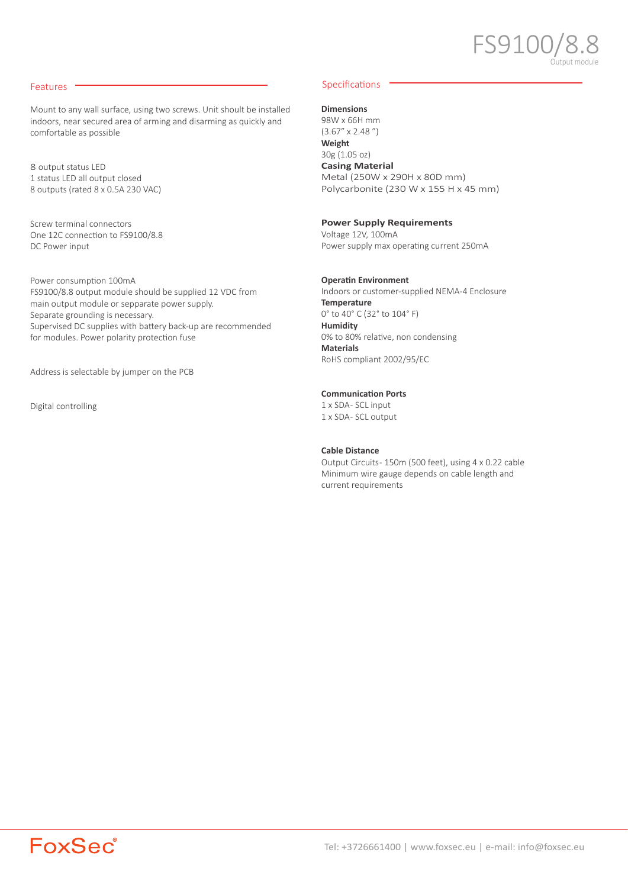# FS9100/8.8

Output module

## Features

Mount to any wall surface, using two screws. Unit shoult be installed indoors, near secured area of arming and disarming as quickly and comfortable as possible

8 output status LED
1 status LED all output closed
8 outputs (rated 8 x 0.5A 230 VAC)

Screw terminal connectors
One 12C connection to FS9100/8.8
DC Power input

Power consumption 100mA
FS9100/8.8 output module should be supplied 12 VDC from main output module or sepparate power supply.
Separate grounding is necessary.
Supervised DC supplies with battery back-up are recommended for modules. Power polarity protection fuse

Address is selectable by jumper on the PCB

Digital controlling

## Specifications

**Dimensions**
98W x 66H mm
(3.67” x 2.48 ”)
**Weight**
30g (1.05 oz)
**Casing Material**
Metal (250W x 290H x 80D mm)
Polycarbonite (230 W x 155 H x 45 mm)

**Power Supply Requirements**
Voltage 12V, 100mA
Power supply max operating current 250mA

**Operatin Environment**
Indoors or customer-supplied NEMA-4 Enclosure
**Temperature**
0° to 40° C (32° to 104° F)
**Humidity**
0% to 80% relative, non condensing
**Materials**
RoHS compliant 2002/95/EC

**Communication Ports**
1 x SDA- SCL input
1 x SDA- SCL output

**Cable Distance**
Output Circuits- 150m (500 feet), using 4 x 0.22 cable
Minimum wire gauge depends on cable length and current requirements

FoxSec®

Tel: +3726661400 | www.foxsec.eu | e-mail: info@foxsec.eu